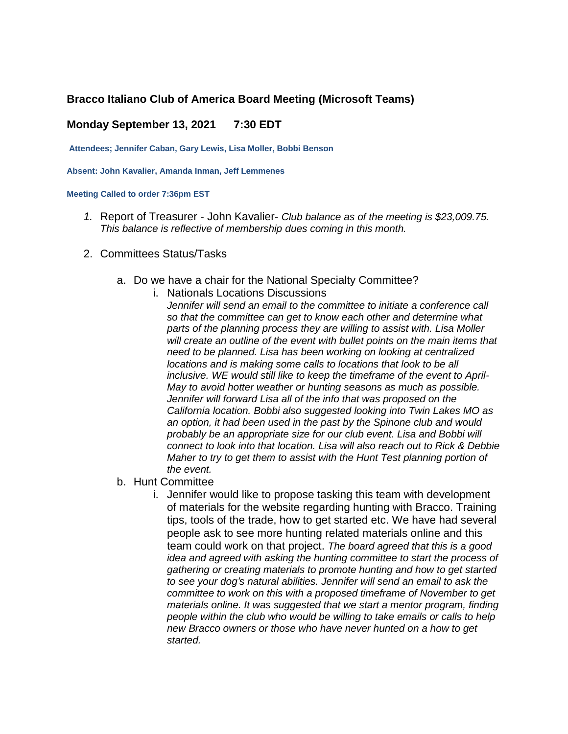## Bracco Italiano Club of America Board Meeting (Microsoft Teams)

## Monday September 13, 2021 7:30 EDT

**Attendees; Jennifer Caban, Gary Lewis, Lisa Moller, Bobbi Benson**

**Absent: John Kavalier, Amanda Inman, Jeff Lemmenes**

**Meeting Called to order 7:36pm EST**

1. Report of Treasurer - John Kavalier- *Club balance as of the meeting is $23,009.75. This balance is reflective of membership dues coming in this month.*

2. Committees Status/Tasks

   a. Do we have a chair for the National Specialty Committee?

      i. Nationals Locations Discussions
      *Jennifer will send an email to the committee to initiate a conference call so that the committee can get to know each other and determine what parts of the planning process they are willing to assist with. Lisa Moller will create an outline of the event with bullet points on the main items that need to be planned. Lisa has been working on looking at centralized locations and is making some calls to locations that look to be all inclusive. WE would still like to keep the timeframe of the event to April-May to avoid hotter weather or hunting seasons as much as possible. Jennifer will forward Lisa all of the info that was proposed on the California location. Bobbi also suggested looking into Twin Lakes MO as an option, it had been used in the past by the Spinone club and would probably be an appropriate size for our club event. Lisa and Bobbi will connect to look into that location. Lisa will also reach out to Rick & Debbie Maher to try to get them to assist with the Hunt Test planning portion of the event.*

   b. Hunt Committee

      i. Jennifer would like to propose tasking this team with development of materials for the website regarding hunting with Bracco. Training tips, tools of the trade, how to get started etc. We have had several people ask to see more hunting related materials online and this team could work on that project. *The board agreed that this is a good idea and agreed with asking the hunting committee to start the process of gathering or creating materials to promote hunting and how to get started to see your dog's natural abilities. Jennifer will send an email to ask the committee to work on this with a proposed timeframe of November to get materials online. It was suggested that we start a mentor program, finding people within the club who would be willing to take emails or calls to help new Bracco owners or those who have never hunted on a how to get started.*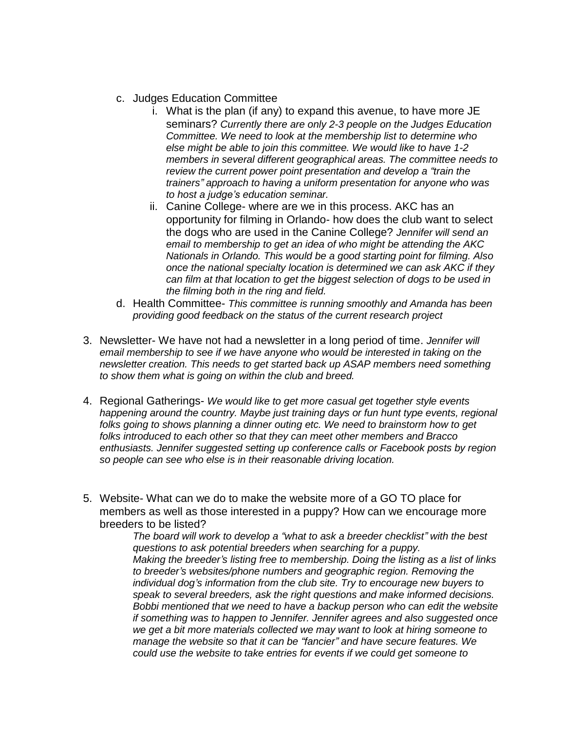c. Judges Education Committee
      i. What is the plan (if any) to expand this avenue, to have more JE seminars? *Currently there are only 2-3 people on the Judges Education Committee. We need to look at the membership list to determine who else might be able to join this committee. We would like to have 1-2 members in several different geographical areas. The committee needs to review the current power point presentation and develop a "train the trainers" approach to having a uniform presentation for anyone who was to host a judge's education seminar.*
      ii. Canine College- where are we in this process. AKC has an opportunity for filming in Orlando- how does the club want to select the dogs who are used in the Canine College? *Jennifer will send an email to membership to get an idea of who might be attending the AKC Nationals in Orlando. This would be a good starting point for filming. Also once the national specialty location is determined we can ask AKC if they can film at that location to get the biggest selection of dogs to be used in the filming both in the ring and field.*
   d. Health Committee- *This committee is running smoothly and Amanda has been providing good feedback on the status of the current research project*

3. Newsletter- We have not had a newsletter in a long period of time. *Jennifer will email membership to see if we have anyone who would be interested in taking on the newsletter creation. This needs to get started back up ASAP members need something to show them what is going on within the club and breed.*

4. Regional Gatherings- *We would like to get more casual get together style events happening around the country. Maybe just training days or fun hunt type events, regional folks going to shows planning a dinner outing etc. We need to brainstorm how to get folks introduced to each other so that they can meet other members and Bracco enthusiasts. Jennifer suggested setting up conference calls or Facebook posts by region so people can see who else is in their reasonable driving location.*

5. Website- What can we do to make the website more of a GO TO place for members as well as those interested in a puppy? How can we encourage more breeders to be listed?

   *The board will work to develop a "what to ask a breeder checklist" with the best questions to ask potential breeders when searching for a puppy.*
   *Making the breeder's listing free to membership. Doing the listing as a list of links to breeder's websites/phone numbers and geographic region. Removing the individual dog's information from the club site. Try to encourage new buyers to speak to several breeders, ask the right questions and make informed decisions. Bobbi mentioned that we need to have a backup person who can edit the website if something was to happen to Jennifer. Jennifer agrees and also suggested once we get a bit more materials collected we may want to look at hiring someone to manage the website so that it can be "fancier" and have secure features. We could use the website to take entries for events if we could get someone to*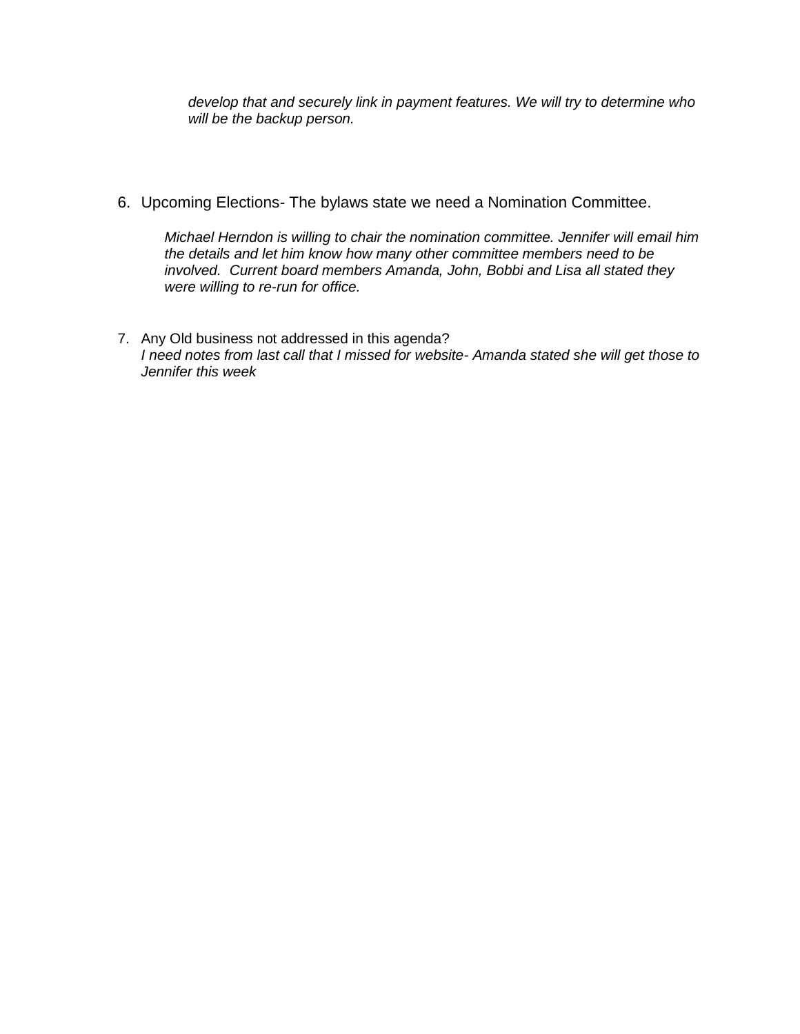*develop that and securely link in payment features. We will try to determine who will be the backup person.*

6. Upcoming Elections- The bylaws state we need a Nomination Committee.

   *Michael Herndon is willing to chair the nomination committee. Jennifer will email him the details and let him know how many other committee members need to be involved. Current board members Amanda, John, Bobbi and Lisa all stated they were willing to re-run for office.*

7. Any Old business not addressed in this agenda?
   *I need notes from last call that I missed for website- Amanda stated she will get those to Jennifer this week*